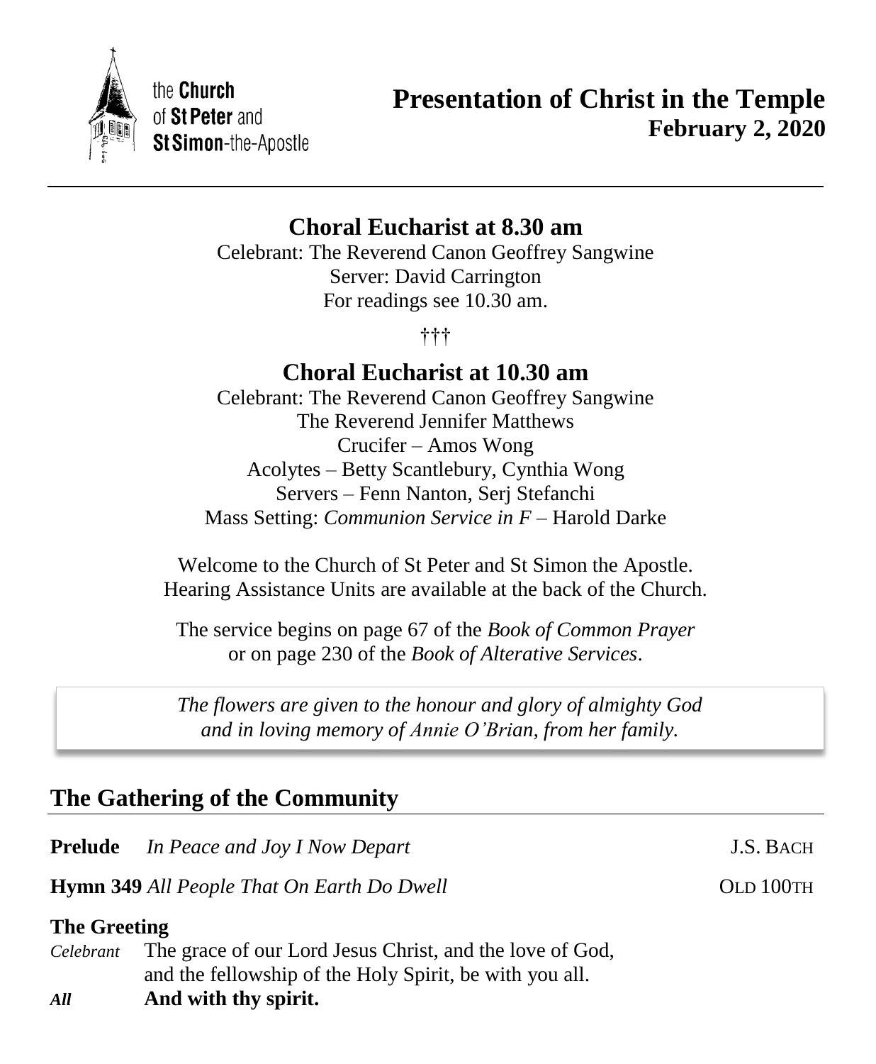the **Church** of **St Peter** and **St Simon**-the-Apostle

# Presentation of Christ in the Temple
## February 2, 2020

---

## Choral Eucharist at 8.30 am

Celebrant: The Reverend Canon Geoffrey Sangwine
Server: David Carrington
For readings see 10.30 am.

†††

## Choral Eucharist at 10.30 am

Celebrant: The Reverend Canon Geoffrey Sangwine
The Reverend Jennifer Matthews
Crucifer – Amos Wong
Acolytes – Betty Scantlebury, Cynthia Wong
Servers – Fenn Nanton, Serj Stefanchi
Mass Setting: *Communion Service in F* – Harold Darke

Welcome to the Church of St Peter and St Simon the Apostle.
Hearing Assistance Units are available at the back of the Church.

The service begins on page 67 of the *Book of Common Prayer* or on page 230 of the *Book of Alterative Services*.

*The flowers are given to the honour and glory of almighty God and in loving memory of Annie O'Brian, from her family.*

## The Gathering of the Community

**Prelude** *In Peace and Joy I Now Depart* — J.S. BACH

**Hymn 349** *All People That On Earth Do Dwell* — OLD 100TH

**The Greeting**

*Celebrant* The grace of our Lord Jesus Christ, and the love of God, and the fellowship of the Holy Spirit, be with you all.

***All*** **And with thy spirit.**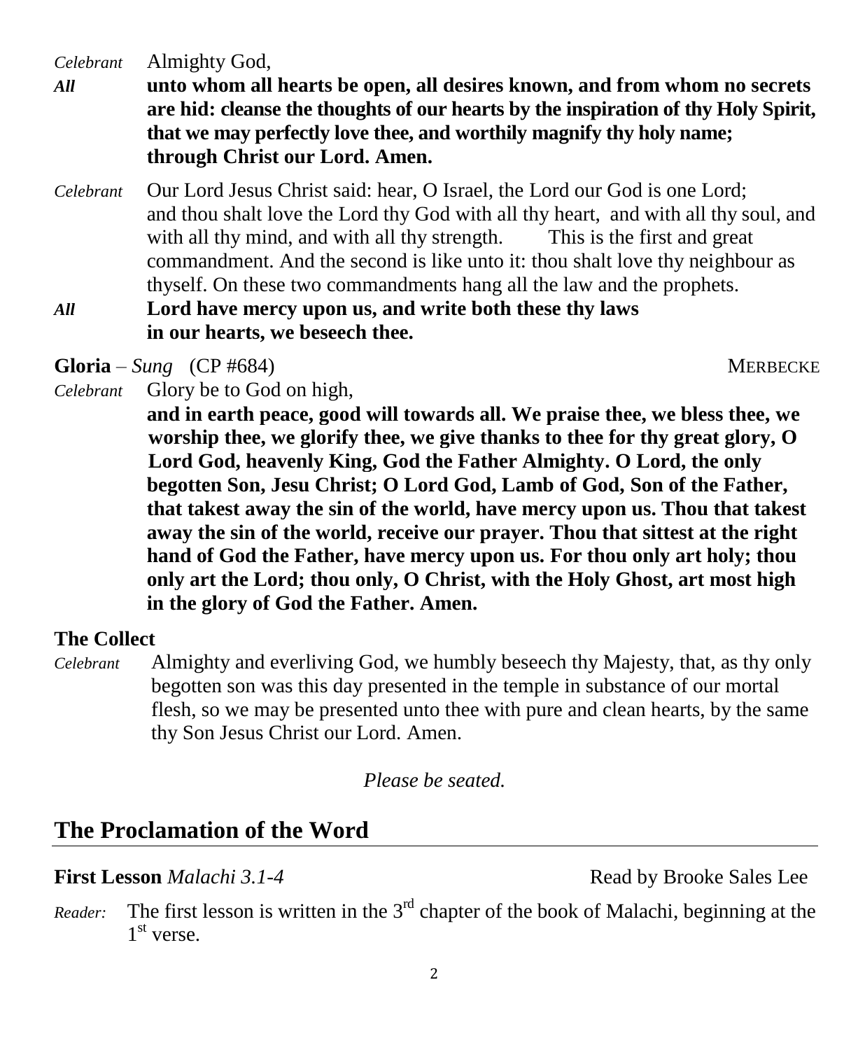*Celebrant* Almighty God,

***All*** **unto whom all hearts be open, all desires known, and from whom no secrets are hid: cleanse the thoughts of our hearts by the inspiration of thy Holy Spirit, that we may perfectly love thee, and worthily magnify thy holy name; through Christ our Lord. Amen.**

*Celebrant* Our Lord Jesus Christ said: hear, O Israel, the Lord our God is one Lord; and thou shalt love the Lord thy God with all thy heart, and with all thy soul, and with all thy mind, and with all thy strength. This is the first and great commandment. And the second is like unto it: thou shalt love thy neighbour as thyself. On these two commandments hang all the law and the prophets.

***All*** **Lord have mercy upon us, and write both these thy laws in our hearts, we beseech thee.**

**Gloria** – *Sung* (CP #684) MERBECKE

*Celebrant* Glory be to God on high,

**and in earth peace, good will towards all. We praise thee, we bless thee, we worship thee, we glorify thee, we give thanks to thee for thy great glory, O Lord God, heavenly King, God the Father Almighty. O Lord, the only begotten Son, Jesu Christ; O Lord God, Lamb of God, Son of the Father, that takest away the sin of the world, have mercy upon us. Thou that takest away the sin of the world, receive our prayer. Thou that sittest at the right hand of God the Father, have mercy upon us. For thou only art holy; thou only art the Lord; thou only, O Christ, with the Holy Ghost, art most high in the glory of God the Father. Amen.**

**The Collect**

*Celebrant* Almighty and everliving God, we humbly beseech thy Majesty, that, as thy only begotten son was this day presented in the temple in substance of our mortal flesh, so we may be presented unto thee with pure and clean hearts, by the same thy Son Jesus Christ our Lord. Amen.

*Please be seated.*

## The Proclamation of the Word

**First Lesson** *Malachi 3.1-4* Read by Brooke Sales Lee

*Reader:* The first lesson is written in the 3rd chapter of the book of Malachi, beginning at the 1st verse.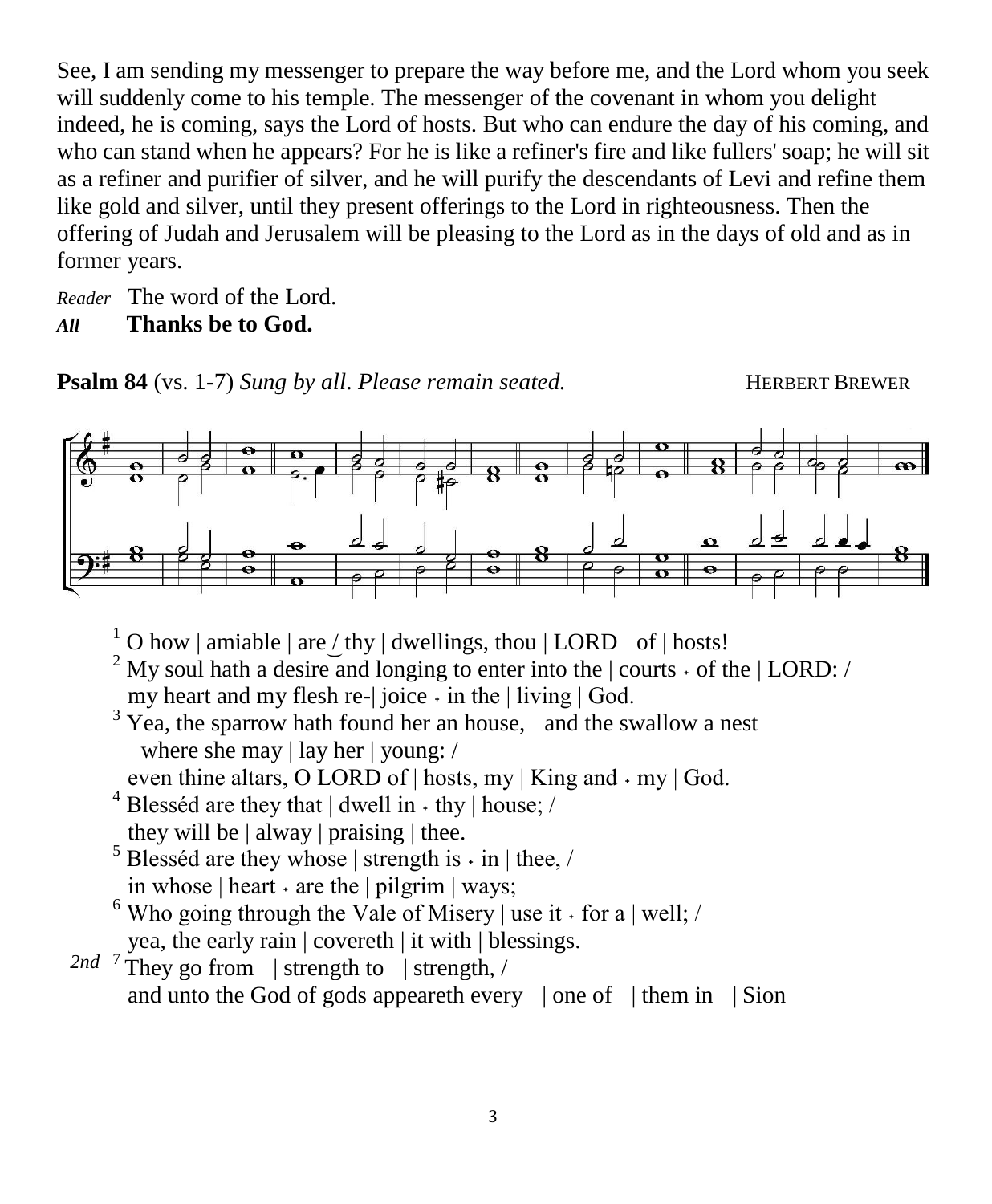See, I am sending my messenger to prepare the way before me, and the Lord whom you seek will suddenly come to his temple. The messenger of the covenant in whom you delight indeed, he is coming, says the Lord of hosts. But who can endure the day of his coming, and who can stand when he appears? For he is like a refiner's fire and like fullers' soap; he will sit as a refiner and purifier of silver, and he will purify the descendants of Levi and refine them like gold and silver, until they present offerings to the Lord in righteousness. Then the offering of Judah and Jerusalem will be pleasing to the Lord as in the days of old and as in former years.

*Reader* The word of the Lord.
***All* Thanks be to God.**

**Psalm 84** (vs. 1-7) *Sung by all. Please remain seated.* HERBERT BREWER

[1] O how | amiable | are / thy | dwellings, thou | LORD of | hosts!
[2] My soul hath a desire and longing to enter into the | courts ⸱ of the | LORD: /
my heart and my flesh re-| joice ⸱ in the | living | God.
[3] Yea, the sparrow hath found her an house, and the swallow a nest
where she may | lay her | young: /
even thine altars, O LORD of | hosts, my | King and ⸱ my | God.
[4] Blesséd are they that | dwell in ⸱ thy | house; /
they will be | alway | praising | thee.
[5] Blesséd are they whose | strength is ⸱ in | thee, /
in whose | heart ⸱ are the | pilgrim | ways;
[6] Who going through the Vale of Misery | use it ⸱ for a | well; /
yea, the early rain | covereth | it with | blessings.
*2nd* [7] They go from | strength to | strength, /
and unto the God of gods appeareth every | one of | them in | Sion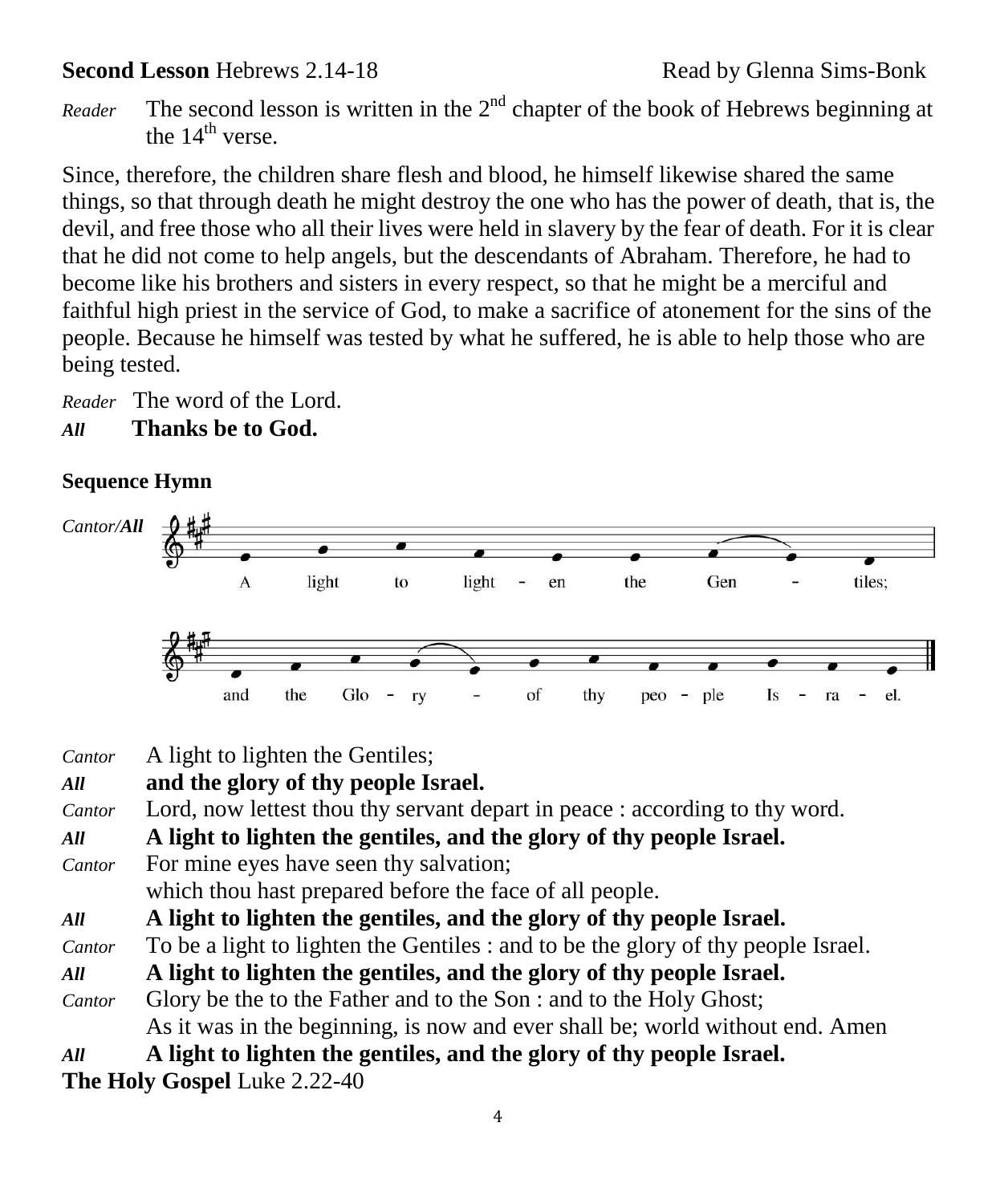**Second Lesson** Hebrews 2.14-18 Read by Glenna Sims-Bonk

*Reader* The second lesson is written in the 2nd chapter of the book of Hebrews beginning at the 14th verse.

Since, therefore, the children share flesh and blood, he himself likewise shared the same things, so that through death he might destroy the one who has the power of death, that is, the devil, and free those who all their lives were held in slavery by the fear of death. For it is clear that he did not come to help angels, but the descendants of Abraham. Therefore, he had to become like his brothers and sisters in every respect, so that he might be a merciful and faithful high priest in the service of God, to make a sacrifice of atonement for the sins of the people. Because he himself was tested by what he suffered, he is able to help those who are being tested.

*Reader* The word of the Lord.
***All*** **Thanks be to God.**

**Sequence Hymn**

*Cantor/**All***

A light to light - en the Gen - tiles;

and the Glo - ry - of thy peo - ple Is - ra - el.

*Cantor* A light to lighten the Gentiles;
***All*** **and the glory of thy people Israel.**
*Cantor* Lord, now lettest thou thy servant depart in peace : according to thy word.
***All*** **A light to lighten the gentiles, and the glory of thy people Israel.**
*Cantor* For mine eyes have seen thy salvation;
which thou hast prepared before the face of all people.
***All*** **A light to lighten the gentiles, and the glory of thy people Israel.**
*Cantor* To be a light to lighten the Gentiles : and to be the glory of thy people Israel.
***All*** **A light to lighten the gentiles, and the glory of thy people Israel.**
*Cantor* Glory be the to the Father and to the Son : and to the Holy Ghost;
As it was in the beginning, is now and ever shall be; world without end. Amen
***All*** **A light to lighten the gentiles, and the glory of thy people Israel.**

**The Holy Gospel** Luke 2.22-40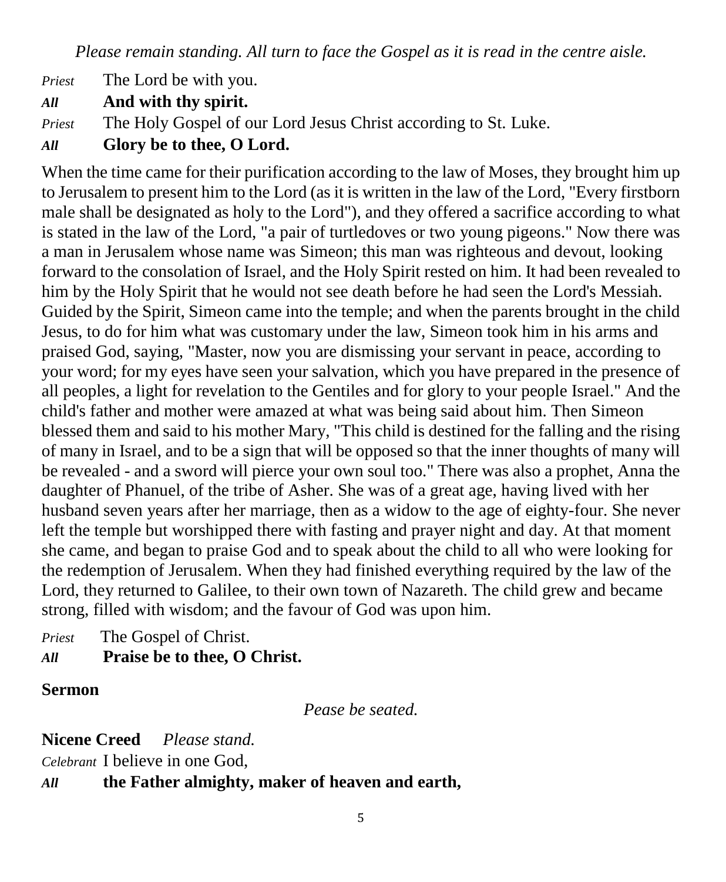*Please remain standing. All turn to face the Gospel as it is read in the centre aisle.*

*Priest* The Lord be with you.

***All*** **And with thy spirit.**

*Priest* The Holy Gospel of our Lord Jesus Christ according to St. Luke.

***All*** **Glory be to thee, O Lord.**

When the time came for their purification according to the law of Moses, they brought him up to Jerusalem to present him to the Lord (as it is written in the law of the Lord, "Every firstborn male shall be designated as holy to the Lord"), and they offered a sacrifice according to what is stated in the law of the Lord, "a pair of turtledoves or two young pigeons." Now there was a man in Jerusalem whose name was Simeon; this man was righteous and devout, looking forward to the consolation of Israel, and the Holy Spirit rested on him. It had been revealed to him by the Holy Spirit that he would not see death before he had seen the Lord's Messiah. Guided by the Spirit, Simeon came into the temple; and when the parents brought in the child Jesus, to do for him what was customary under the law, Simeon took him in his arms and praised God, saying, "Master, now you are dismissing your servant in peace, according to your word; for my eyes have seen your salvation, which you have prepared in the presence of all peoples, a light for revelation to the Gentiles and for glory to your people Israel." And the child's father and mother were amazed at what was being said about him. Then Simeon blessed them and said to his mother Mary, "This child is destined for the falling and the rising of many in Israel, and to be a sign that will be opposed so that the inner thoughts of many will be revealed - and a sword will pierce your own soul too." There was also a prophet, Anna the daughter of Phanuel, of the tribe of Asher. She was of a great age, having lived with her husband seven years after her marriage, then as a widow to the age of eighty-four. She never left the temple but worshipped there with fasting and prayer night and day. At that moment she came, and began to praise God and to speak about the child to all who were looking for the redemption of Jerusalem. When they had finished everything required by the law of the Lord, they returned to Galilee, to their own town of Nazareth. The child grew and became strong, filled with wisdom; and the favour of God was upon him.

*Priest* The Gospel of Christ.

***All*** **Praise be to thee, O Christ.**

**Sermon**

*Pease be seated.*

**Nicene Creed** *Please stand.*

*Celebrant* I believe in one God,

***All*** **the Father almighty, maker of heaven and earth,**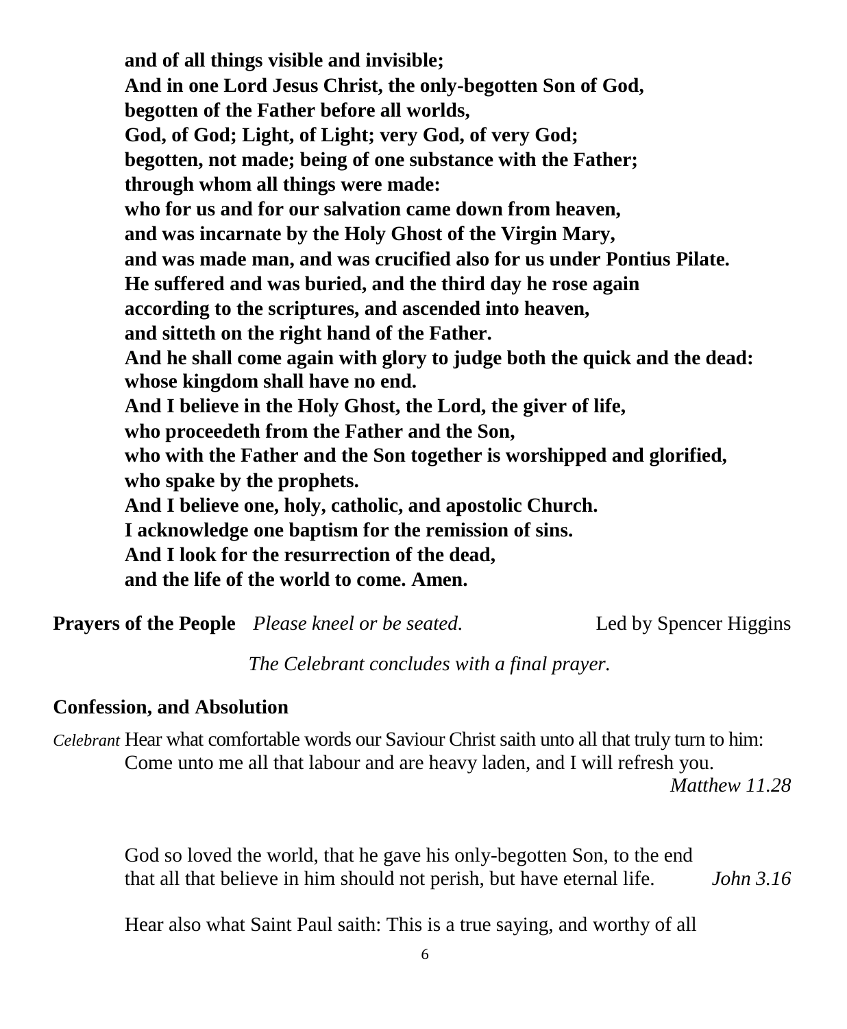**and of all things visible and invisible;**
**And in one Lord Jesus Christ, the only-begotten Son of God,**
**begotten of the Father before all worlds,**
**God, of God; Light, of Light; very God, of very God;**
**begotten, not made; being of one substance with the Father;**
**through whom all things were made:**
**who for us and for our salvation came down from heaven,**
**and was incarnate by the Holy Ghost of the Virgin Mary,**
**and was made man, and was crucified also for us under Pontius Pilate.**
**He suffered and was buried, and the third day he rose again**
**according to the scriptures, and ascended into heaven,**
**and sitteth on the right hand of the Father.**
**And he shall come again with glory to judge both the quick and the dead:**
**whose kingdom shall have no end.**
**And I believe in the Holy Ghost, the Lord, the giver of life,**
**who proceedeth from the Father and the Son,**
**who with the Father and the Son together is worshipped and glorified,**
**who spake by the prophets.**
**And I believe one, holy, catholic, and apostolic Church.**
**I acknowledge one baptism for the remission of sins.**
**And I look for the resurrection of the dead,**
**and the life of the world to come. Amen.**

**Prayers of the People** *Please kneel or be seated.* Led by Spencer Higgins

*The Celebrant concludes with a final prayer.*

**Confession, and Absolution**

*Celebrant* Hear what comfortable words our Saviour Christ saith unto all that truly turn to him: Come unto me all that labour and are heavy laden, and I will refresh you. *Matthew 11.28*

God so loved the world, that he gave his only-begotten Son, to the end that all that believe in him should not perish, but have eternal life. *John 3.16*

Hear also what Saint Paul saith: This is a true saying, and worthy of all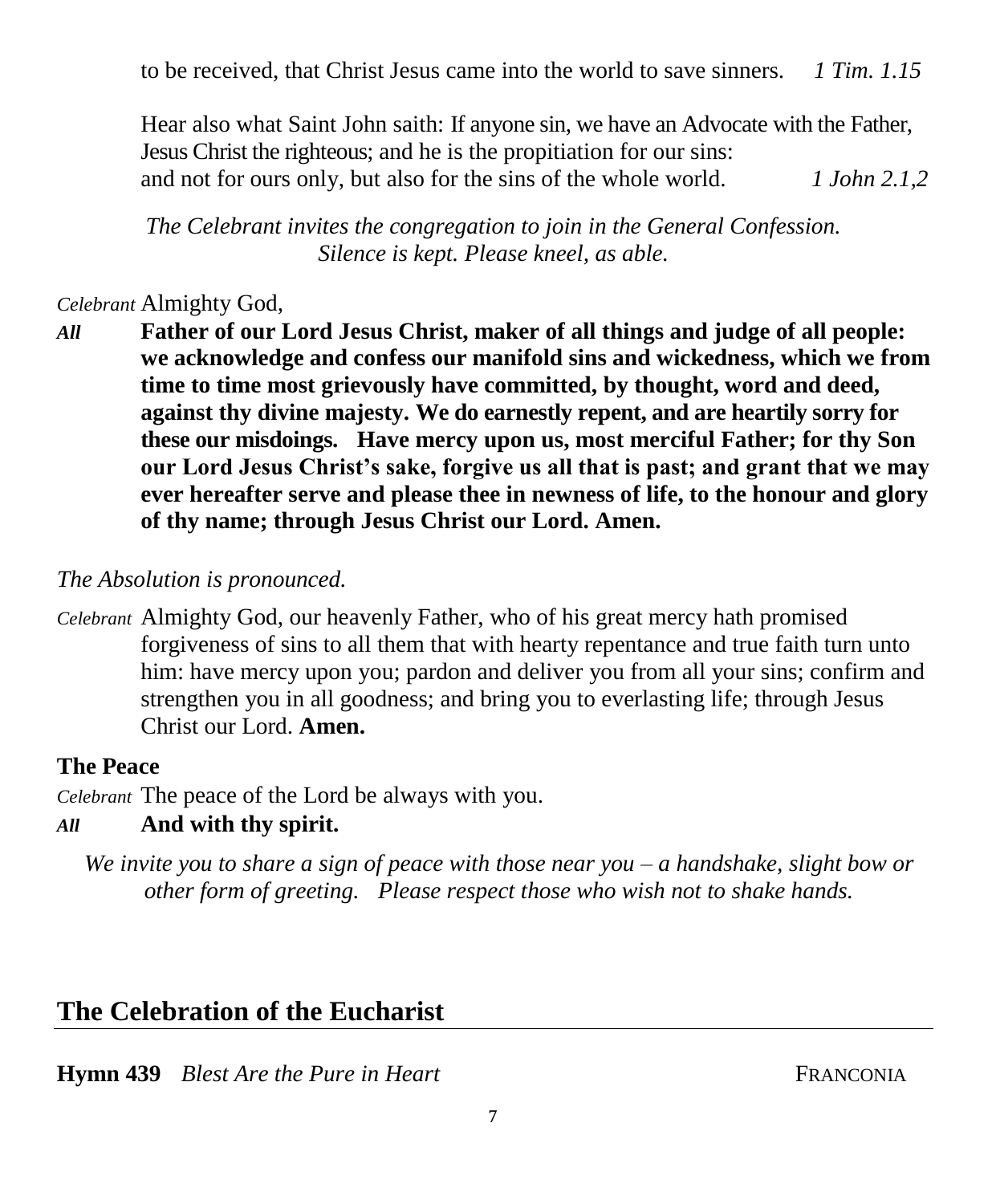to be received, that Christ Jesus came into the world to save sinners. *1 Tim. 1.15*

Hear also what Saint John saith: If anyone sin, we have an Advocate with the Father, Jesus Christ the righteous; and he is the propitiation for our sins: and not for ours only, but also for the sins of the whole world. *1 John 2.1,2*

*The Celebrant invites the congregation to join in the General Confession. Silence is kept. Please kneel, as able.*

*Celebrant* Almighty God,

*All* **Father of our Lord Jesus Christ, maker of all things and judge of all people: we acknowledge and confess our manifold sins and wickedness, which we from time to time most grievously have committed, by thought, word and deed, against thy divine majesty. We do earnestly repent, and are heartily sorry for these our misdoings. Have mercy upon us, most merciful Father; for thy Son our Lord Jesus Christ's sake, forgive us all that is past; and grant that we may ever hereafter serve and please thee in newness of life, to the honour and glory of thy name; through Jesus Christ our Lord. Amen.**

*The Absolution is pronounced.*

*Celebrant* Almighty God, our heavenly Father, who of his great mercy hath promised forgiveness of sins to all them that with hearty repentance and true faith turn unto him: have mercy upon you; pardon and deliver you from all your sins; confirm and strengthen you in all goodness; and bring you to everlasting life; through Jesus Christ our Lord. **Amen.**

**The Peace**

*Celebrant* The peace of the Lord be always with you.

*All* **And with thy spirit.**

*We invite you to share a sign of peace with those near you – a handshake, slight bow or other form of greeting. Please respect those who wish not to shake hands.*

## The Celebration of the Eucharist

**Hymn 439** *Blest Are the Pure in Heart* FRANCONIA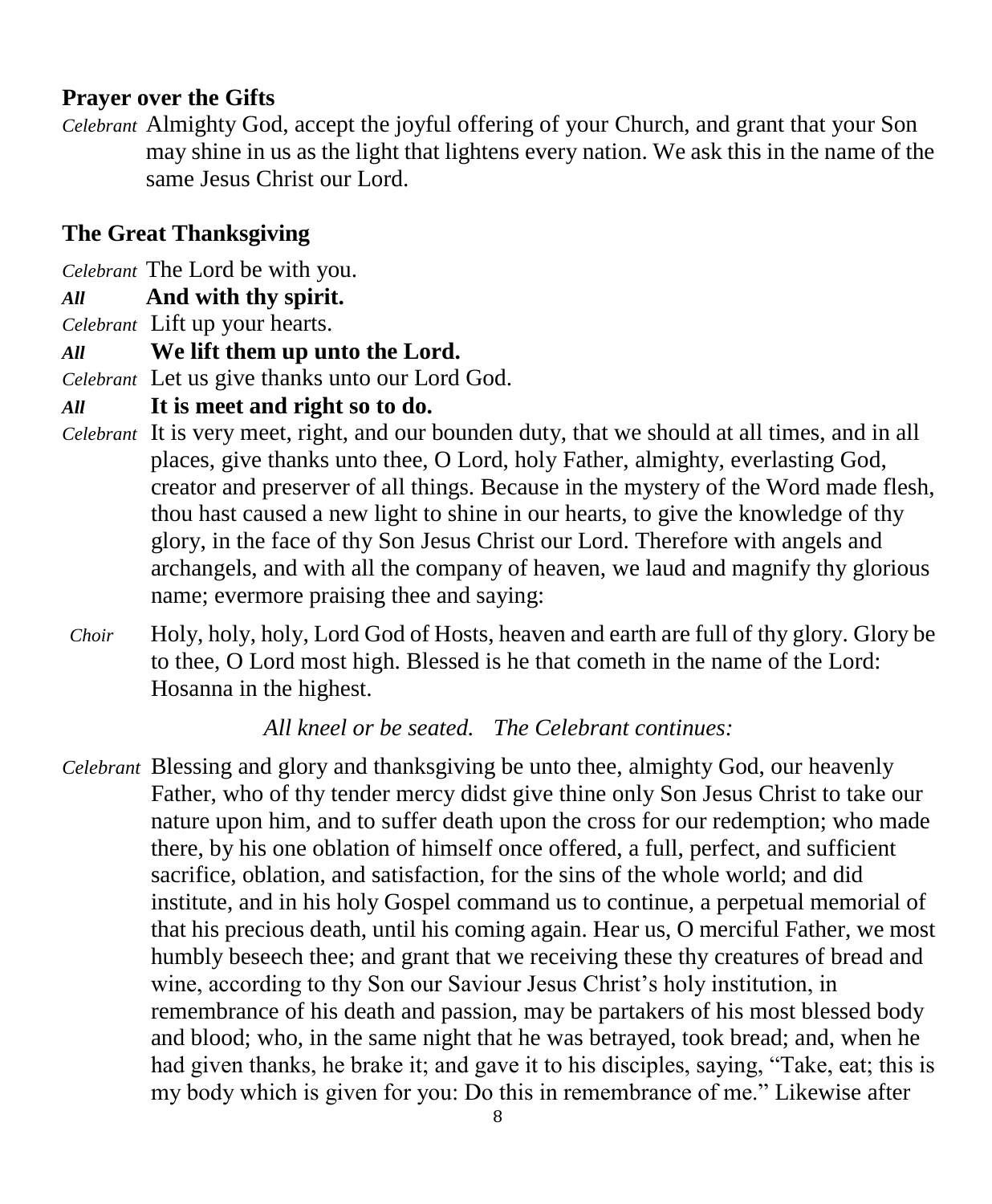## Prayer over the Gifts

*Celebrant* Almighty God, accept the joyful offering of your Church, and grant that your Son may shine in us as the light that lightens every nation. We ask this in the name of the same Jesus Christ our Lord.

## The Great Thanksgiving

*Celebrant* The Lord be with you.

***All*** **And with thy spirit.**

*Celebrant* Lift up your hearts.

***All*** **We lift them up unto the Lord.**

*Celebrant* Let us give thanks unto our Lord God.

***All*** **It is meet and right so to do.**

*Celebrant* It is very meet, right, and our bounden duty, that we should at all times, and in all places, give thanks unto thee, O Lord, holy Father, almighty, everlasting God, creator and preserver of all things. Because in the mystery of the Word made flesh, thou hast caused a new light to shine in our hearts, to give the knowledge of thy glory, in the face of thy Son Jesus Christ our Lord. Therefore with angels and archangels, and with all the company of heaven, we laud and magnify thy glorious name; evermore praising thee and saying:

*Choir* Holy, holy, holy, Lord God of Hosts, heaven and earth are full of thy glory. Glory be to thee, O Lord most high. Blessed is he that cometh in the name of the Lord: Hosanna in the highest.

*All kneel or be seated. The Celebrant continues:*

*Celebrant* Blessing and glory and thanksgiving be unto thee, almighty God, our heavenly Father, who of thy tender mercy didst give thine only Son Jesus Christ to take our nature upon him, and to suffer death upon the cross for our redemption; who made there, by his one oblation of himself once offered, a full, perfect, and sufficient sacrifice, oblation, and satisfaction, for the sins of the whole world; and did institute, and in his holy Gospel command us to continue, a perpetual memorial of that his precious death, until his coming again. Hear us, O merciful Father, we most humbly beseech thee; and grant that we receiving these thy creatures of bread and wine, according to thy Son our Saviour Jesus Christ's holy institution, in remembrance of his death and passion, may be partakers of his most blessed body and blood; who, in the same night that he was betrayed, took bread; and, when he had given thanks, he brake it; and gave it to his disciples, saying, "Take, eat; this is my body which is given for you: Do this in remembrance of me." Likewise after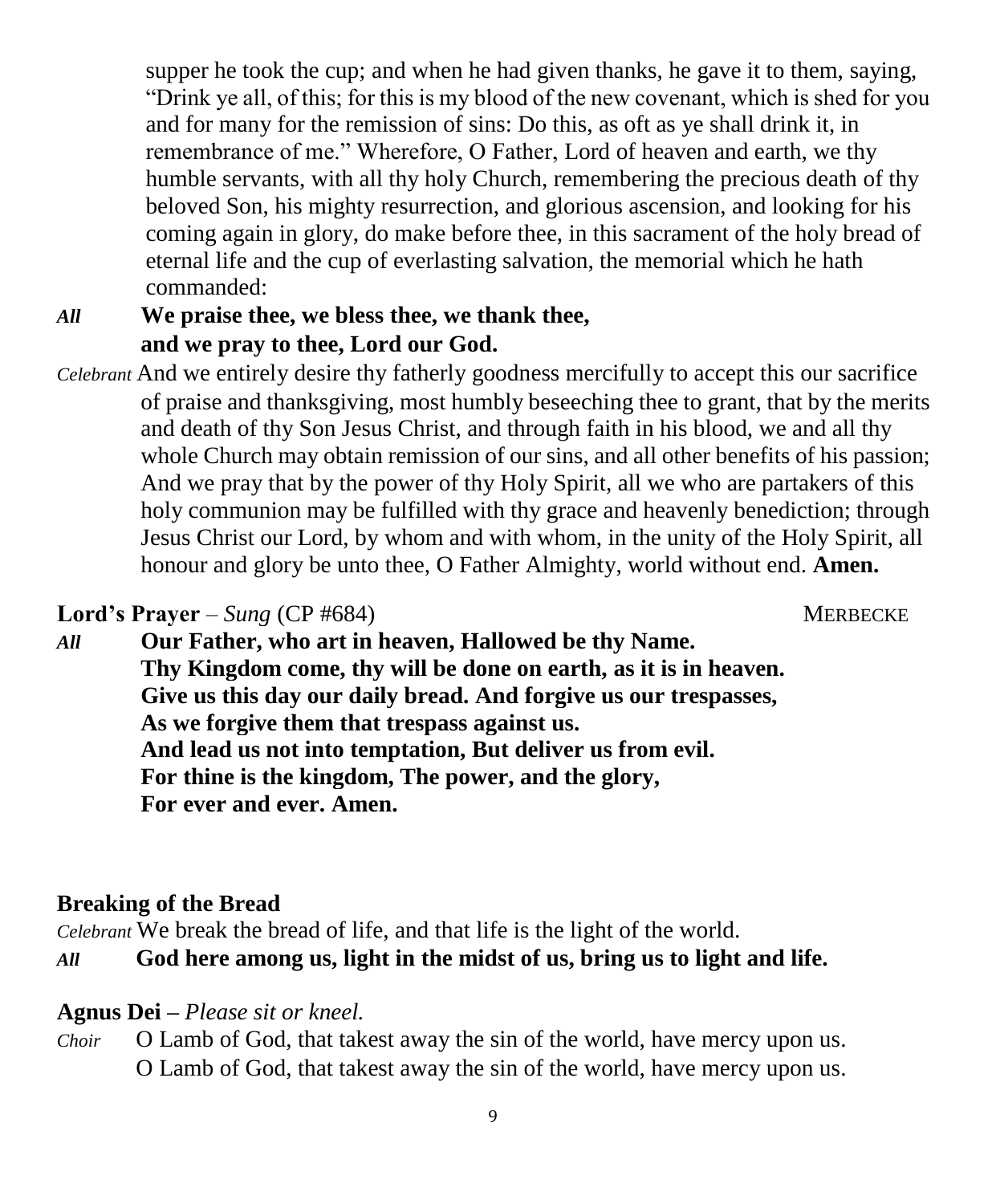supper he took the cup; and when he had given thanks, he gave it to them, saying, "Drink ye all, of this; for this is my blood of the new covenant, which is shed for you and for many for the remission of sins: Do this, as oft as ye shall drink it, in remembrance of me." Wherefore, O Father, Lord of heaven and earth, we thy humble servants, with all thy holy Church, remembering the precious death of thy beloved Son, his mighty resurrection, and glorious ascension, and looking for his coming again in glory, do make before thee, in this sacrament of the holy bread of eternal life and the cup of everlasting salvation, the memorial which he hath commanded:

*All* **We praise thee, we bless thee, we thank thee, and we pray to thee, Lord our God.**

*Celebrant* And we entirely desire thy fatherly goodness mercifully to accept this our sacrifice of praise and thanksgiving, most humbly beseeching thee to grant, that by the merits and death of thy Son Jesus Christ, and through faith in his blood, we and all thy whole Church may obtain remission of our sins, and all other benefits of his passion; And we pray that by the power of thy Holy Spirit, all we who are partakers of this holy communion may be fulfilled with thy grace and heavenly benediction; through Jesus Christ our Lord, by whom and with whom, in the unity of the Holy Spirit, all honour and glory be unto thee, O Father Almighty, world without end. **Amen.**

**Lord's Prayer** – *Sung* (CP #684) MERBECKE

*All* **Our Father, who art in heaven, Hallowed be thy Name.
Thy Kingdom come, thy will be done on earth, as it is in heaven.
Give us this day our daily bread. And forgive us our trespasses,
As we forgive them that trespass against us.
And lead us not into temptation, But deliver us from evil.
For thine is the kingdom, The power, and the glory,
For ever and ever. Amen.**

**Breaking of the Bread**

*Celebrant* We break the bread of life, and that life is the light of the world.

*All* **God here among us, light in the midst of us, bring us to light and life.**

**Agnus Dei** – *Please sit or kneel.*

*Choir* O Lamb of God, that takest away the sin of the world, have mercy upon us.
O Lamb of God, that takest away the sin of the world, have mercy upon us.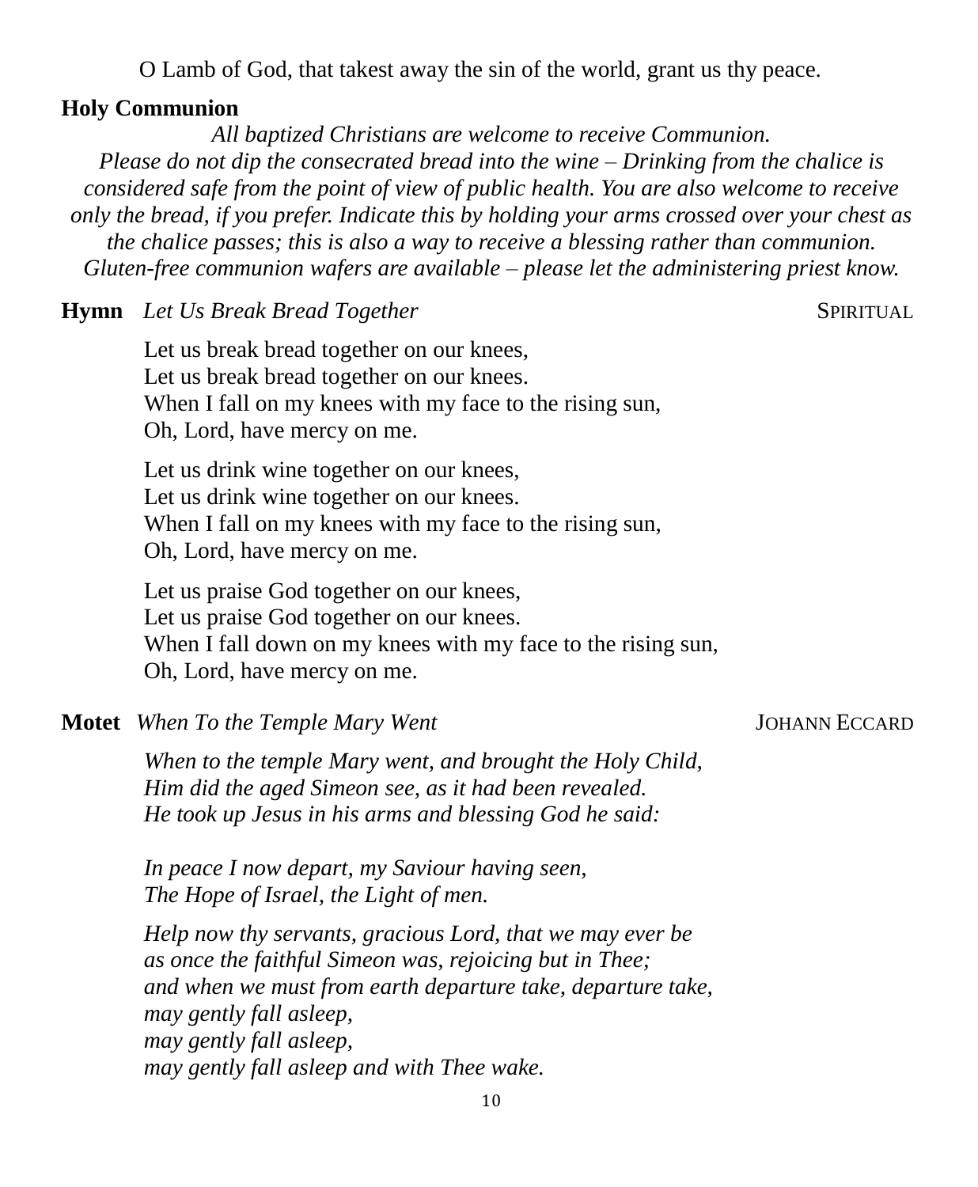O Lamb of God, that takest away the sin of the world, grant us thy peace.

**Holy Communion**

*All baptized Christians are welcome to receive Communion.*
*Please do not dip the consecrated bread into the wine – Drinking from the chalice is considered safe from the point of view of public health. You are also welcome to receive only the bread, if you prefer. Indicate this by holding your arms crossed over your chest as the chalice passes; this is also a way to receive a blessing rather than communion. Gluten-free communion wafers are available – please let the administering priest know.*

**Hymn** *Let Us Break Bread Together* — SPIRITUAL

Let us break bread together on our knees,
Let us break bread together on our knees.
When I fall on my knees with my face to the rising sun,
Oh, Lord, have mercy on me.

Let us drink wine together on our knees,
Let us drink wine together on our knees.
When I fall on my knees with my face to the rising sun,
Oh, Lord, have mercy on me.

Let us praise God together on our knees,
Let us praise God together on our knees.
When I fall down on my knees with my face to the rising sun,
Oh, Lord, have mercy on me.

**Motet** *When To the Temple Mary Went* — JOHANN ECCARD

*When to the temple Mary went, and brought the Holy Child,*
*Him did the aged Simeon see, as it had been revealed.*
*He took up Jesus in his arms and blessing God he said:*

*In peace I now depart, my Saviour having seen,*
*The Hope of Israel, the Light of men.*

*Help now thy servants, gracious Lord, that we may ever be*
*as once the faithful Simeon was, rejoicing but in Thee;*
*and when we must from earth departure take, departure take,*
*may gently fall asleep,*
*may gently fall asleep,*
*may gently fall asleep and with Thee wake.*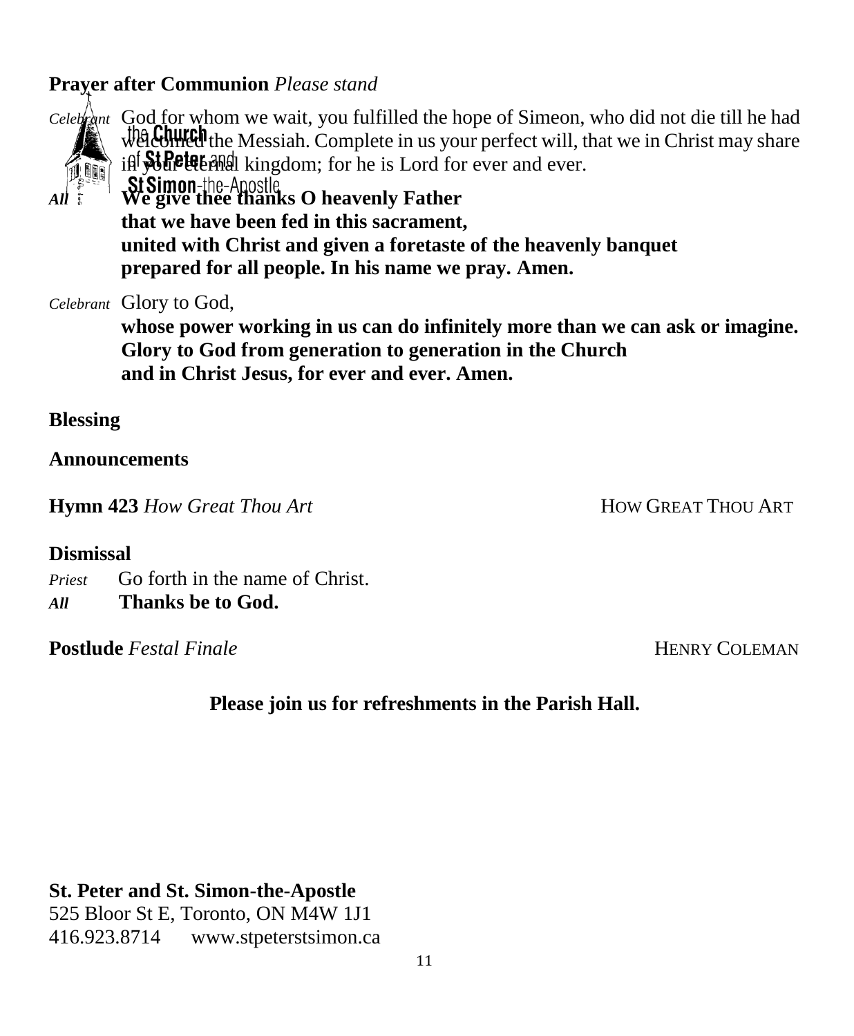**Prayer after Communion** *Please stand*

*Celebrant* God for whom we wait, you fulfilled the hope of Simeon, who did not die till he had welcomed the Messiah. Complete in us your perfect will, that we in Christ may share in your eternal kingdom; for he is Lord for ever and ever.

*All* **We give thee thanks O heavenly Father**
**that we have been fed in this sacrament,**
**united with Christ and given a foretaste of the heavenly banquet**
**prepared for all people. In his name we pray. Amen.**

*Celebrant* Glory to God,
**whose power working in us can do infinitely more than we can ask or imagine.**
**Glory to God from generation to generation in the Church**
**and in Christ Jesus, for ever and ever. Amen.**

**Blessing**

**Announcements**

**Hymn 423** *How Great Thou Art* HOW GREAT THOU ART

**Dismissal**

*Priest* Go forth in the name of Christ.
***All*** **Thanks be to God.**

**Postlude** *Festal Finale* HENRY COLEMAN

**Please join us for refreshments in the Parish Hall.**

**St. Peter and St. Simon-the-Apostle**
525 Bloor St E, Toronto, ON M4W 1J1
416.923.8714 www.stpeterstsimon.ca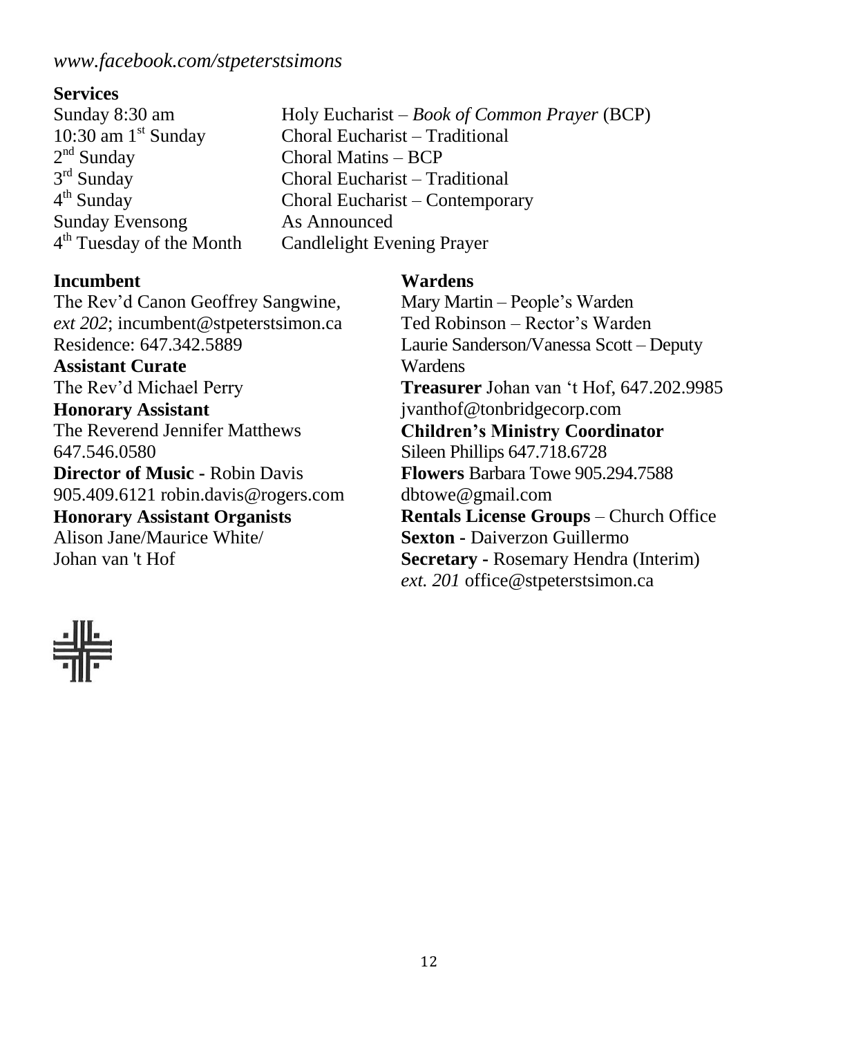*www.facebook.com/stpeterstsimons*

**Services**

| | |
|---|---|
| Sunday 8:30 am | Holy Eucharist – *Book of Common Prayer* (BCP) |
| 10:30 am 1st Sunday | Choral Eucharist – Traditional |
| 2nd Sunday | Choral Matins – BCP |
| 3rd Sunday | Choral Eucharist – Traditional |
| 4th Sunday | Choral Eucharist – Contemporary |
| Sunday Evensong | As Announced |
| 4th Tuesday of the Month | Candlelight Evening Prayer |

**Incumbent**
The Rev'd Canon Geoffrey Sangwine, *ext 202*; incumbent@stpeterstsimon.ca
Residence: 647.342.5889

**Assistant Curate**
The Rev'd Michael Perry

**Honorary Assistant**
The Reverend Jennifer Matthews
647.546.0580

**Director of Music -** Robin Davis
905.409.6121 robin.davis@rogers.com

**Honorary Assistant Organists**
Alison Jane/Maurice White/
Johan van 't Hof

**Wardens**
Mary Martin – People's Warden
Ted Robinson – Rector's Warden
Laurie Sanderson/Vanessa Scott – Deputy Wardens

**Treasurer** Johan van 't Hof, 647.202.9985
jvanthof@tonbridgecorp.com

**Children's Ministry Coordinator**
Sileen Phillips 647.718.6728

**Flowers** Barbara Towe 905.294.7588
dbtowe@gmail.com

**Rentals License Groups** – Church Office

**Sexton -** Daiverzon Guillermo

**Secretary -** Rosemary Hendra (Interim)
*ext. 201* office@stpeterstsimon.ca